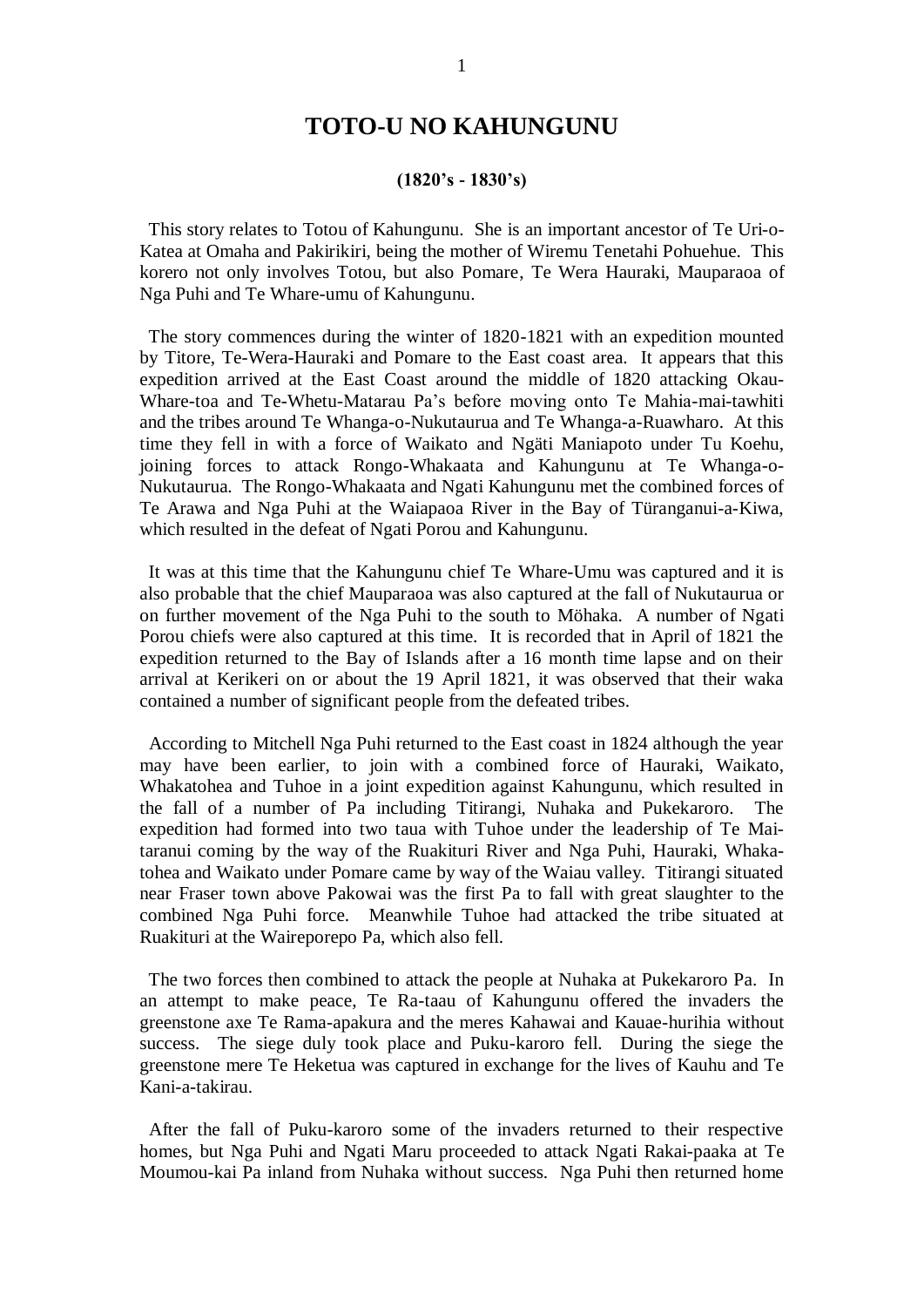# TOTO-U NO KAHUNGUNU

**(1820's - 1830's)**

This story relates to Totou of Kahungunu. She is an important ancestor of Te Uri-o-Katea at Omaha and Pakirikiri, being the mother of Wiremu Tenetahi Pohuehue. This korero not only involves Totou, but also Pomare, Te Wera Hauraki, Mauparaoa of Nga Puhi and Te Whare-umu of Kahungunu.

The story commences during the winter of 1820-1821 with an expedition mounted by Titore, Te-Wera-Hauraki and Pomare to the East coast area. It appears that this expedition arrived at the East Coast around the middle of 1820 attacking Okau-Whare-toa and Te-Whetu-Matarau Pa's before moving onto Te Mahia-mai-tawhiti and the tribes around Te Whanga-o-Nukutaurua and Te Whanga-a-Ruawharo. At this time they fell in with a force of Waikato and Ngäti Maniapoto under Tu Koehu, joining forces to attack Rongo-Whakaata and Kahungunu at Te Whanga-o-Nukutaurua. The Rongo-Whakaata and Ngati Kahungunu met the combined forces of Te Arawa and Nga Puhi at the Waiapaoa River in the Bay of Türanganui-a-Kiwa, which resulted in the defeat of Ngati Porou and Kahungunu.

It was at this time that the Kahungunu chief Te Whare-Umu was captured and it is also probable that the chief Mauparaoa was also captured at the fall of Nukutaurua or on further movement of the Nga Puhi to the south to Möhaka. A number of Ngati Porou chiefs were also captured at this time. It is recorded that in April of 1821 the expedition returned to the Bay of Islands after a 16 month time lapse and on their arrival at Kerikeri on or about the 19 April 1821, it was observed that their waka contained a number of significant people from the defeated tribes.

According to Mitchell Nga Puhi returned to the East coast in 1824 although the year may have been earlier, to join with a combined force of Hauraki, Waikato, Whakatohea and Tuhoe in a joint expedition against Kahungunu, which resulted in the fall of a number of Pa including Titirangi, Nuhaka and Pukekaroro. The expedition had formed into two taua with Tuhoe under the leadership of Te Mai-taranui coming by the way of the Ruakituri River and Nga Puhi, Hauraki, Whaka-tohea and Waikato under Pomare came by way of the Waiau valley. Titirangi situated near Fraser town above Pakowai was the first Pa to fall with great slaughter to the combined Nga Puhi force. Meanwhile Tuhoe had attacked the tribe situated at Ruakituri at the Waireporepo Pa, which also fell.

The two forces then combined to attack the people at Nuhaka at Pukekaroro Pa. In an attempt to make peace, Te Ra-taau of Kahungunu offered the invaders the greenstone axe Te Rama-apakura and the meres Kahawai and Kauae-hurihia without success. The siege duly took place and Puku-karoro fell. During the siege the greenstone mere Te Heketua was captured in exchange for the lives of Kauhu and Te Kani-a-takirau.

After the fall of Puku-karoro some of the invaders returned to their respective homes, but Nga Puhi and Ngati Maru proceeded to attack Ngati Rakai-paaka at Te Moumou-kai Pa inland from Nuhaka without success. Nga Puhi then returned home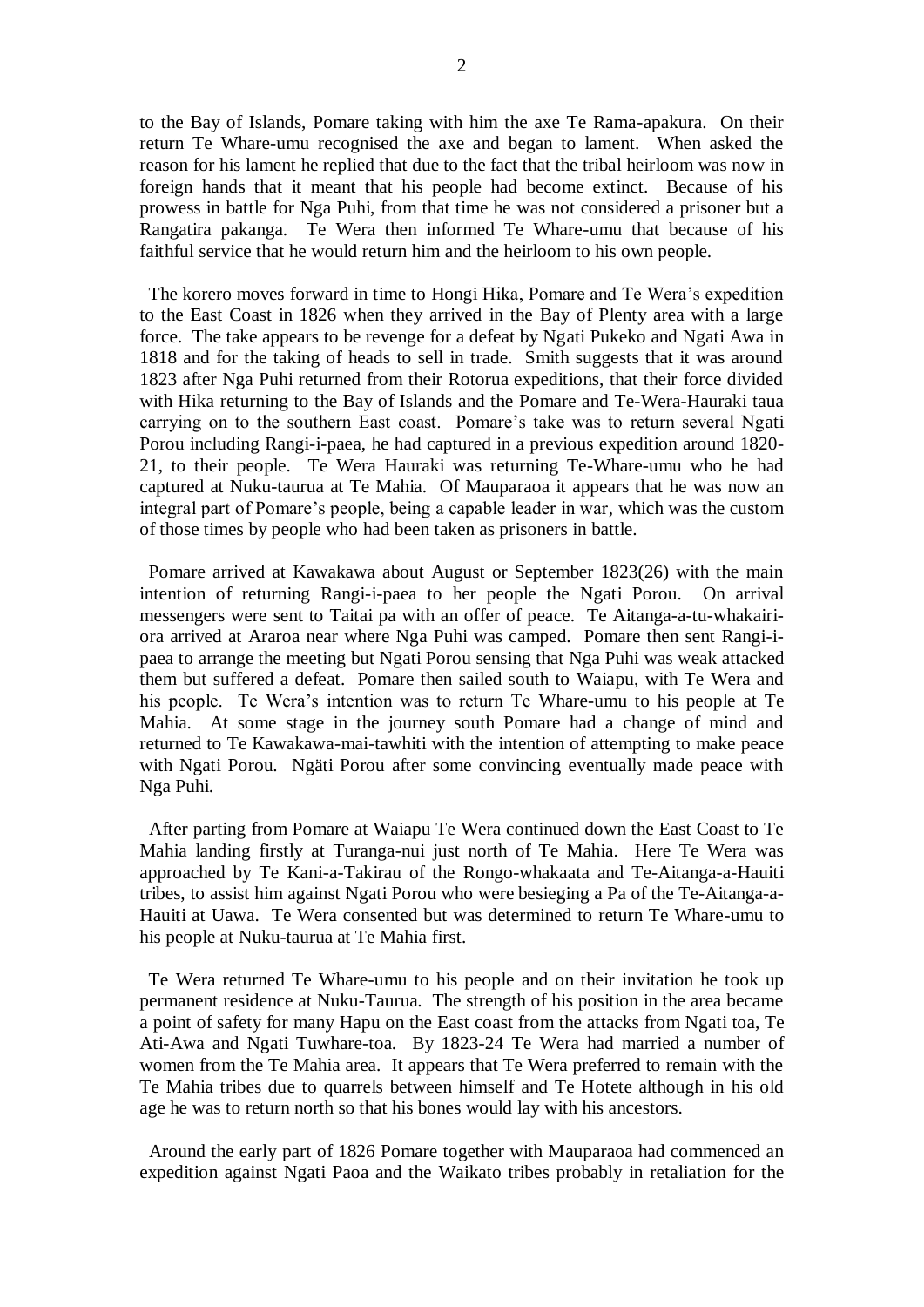to the Bay of Islands, Pomare taking with him the axe Te Rama-apakura. On their return Te Whare-umu recognised the axe and began to lament. When asked the reason for his lament he replied that due to the fact that the tribal heirloom was now in foreign hands that it meant that his people had become extinct. Because of his prowess in battle for Nga Puhi, from that time he was not considered a prisoner but a Rangatira pakanga. Te Wera then informed Te Whare-umu that because of his faithful service that he would return him and the heirloom to his own people.

The korero moves forward in time to Hongi Hika, Pomare and Te Wera's expedition to the East Coast in 1826 when they arrived in the Bay of Plenty area with a large force. The take appears to be revenge for a defeat by Ngati Pukeko and Ngati Awa in 1818 and for the taking of heads to sell in trade. Smith suggests that it was around 1823 after Nga Puhi returned from their Rotorua expeditions, that their force divided with Hika returning to the Bay of Islands and the Pomare and Te-Wera-Hauraki taua carrying on to the southern East coast. Pomare's take was to return several Ngati Porou including Rangi-i-paea, he had captured in a previous expedition around 1820-21, to their people. Te Wera Hauraki was returning Te-Whare-umu who he had captured at Nuku-taurua at Te Mahia. Of Mauparaoa it appears that he was now an integral part of Pomare's people, being a capable leader in war, which was the custom of those times by people who had been taken as prisoners in battle.

Pomare arrived at Kawakawa about August or September 1823(26) with the main intention of returning Rangi-i-paea to her people the Ngati Porou. On arrival messengers were sent to Taitai pa with an offer of peace. Te Aitanga-a-tu-whakairi-ora arrived at Araroa near where Nga Puhi was camped. Pomare then sent Rangi-i-paea to arrange the meeting but Ngati Porou sensing that Nga Puhi was weak attacked them but suffered a defeat. Pomare then sailed south to Waiapu, with Te Wera and his people. Te Wera's intention was to return Te Whare-umu to his people at Te Mahia. At some stage in the journey south Pomare had a change of mind and returned to Te Kawakawa-mai-tawhiti with the intention of attempting to make peace with Ngati Porou. Ngäti Porou after some convincing eventually made peace with Nga Puhi.

After parting from Pomare at Waiapu Te Wera continued down the East Coast to Te Mahia landing firstly at Turanga-nui just north of Te Mahia. Here Te Wera was approached by Te Kani-a-Takirau of the Rongo-whakaata and Te-Aitanga-a-Hauiti tribes, to assist him against Ngati Porou who were besieging a Pa of the Te-Aitanga-a-Hauiti at Uawa. Te Wera consented but was determined to return Te Whare-umu to his people at Nuku-taurua at Te Mahia first.

Te Wera returned Te Whare-umu to his people and on their invitation he took up permanent residence at Nuku-Taurua. The strength of his position in the area became a point of safety for many Hapu on the East coast from the attacks from Ngati toa, Te Ati-Awa and Ngati Tuwhare-toa. By 1823-24 Te Wera had married a number of women from the Te Mahia area. It appears that Te Wera preferred to remain with the Te Mahia tribes due to quarrels between himself and Te Hotete although in his old age he was to return north so that his bones would lay with his ancestors.

Around the early part of 1826 Pomare together with Mauparaoa had commenced an expedition against Ngati Paoa and the Waikato tribes probably in retaliation for the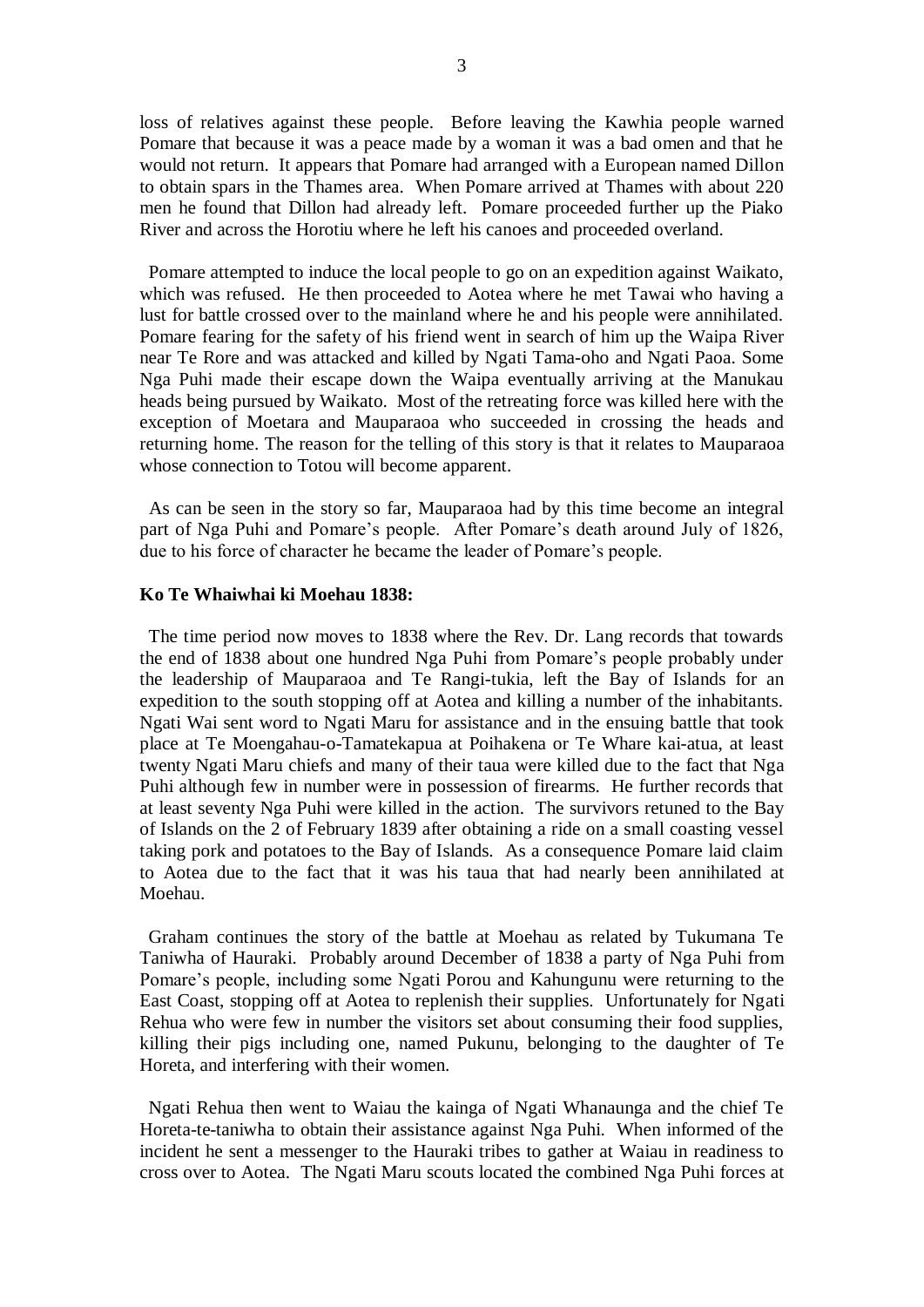loss of relatives against these people. Before leaving the Kawhia people warned Pomare that because it was a peace made by a woman it was a bad omen and that he would not return. It appears that Pomare had arranged with a European named Dillon to obtain spars in the Thames area. When Pomare arrived at Thames with about 220 men he found that Dillon had already left. Pomare proceeded further up the Piako River and across the Horotiu where he left his canoes and proceeded overland.

Pomare attempted to induce the local people to go on an expedition against Waikato, which was refused. He then proceeded to Aotea where he met Tawai who having a lust for battle crossed over to the mainland where he and his people were annihilated. Pomare fearing for the safety of his friend went in search of him up the Waipa River near Te Rore and was attacked and killed by Ngati Tama-oho and Ngati Paoa. Some Nga Puhi made their escape down the Waipa eventually arriving at the Manukau heads being pursued by Waikato. Most of the retreating force was killed here with the exception of Moetara and Mauparaoa who succeeded in crossing the heads and returning home. The reason for the telling of this story is that it relates to Mauparaoa whose connection to Totou will become apparent.

As can be seen in the story so far, Mauparaoa had by this time become an integral part of Nga Puhi and Pomare's people. After Pomare's death around July of 1826, due to his force of character he became the leader of Pomare's people.

**Ko Te Whaiwhai ki Moehau 1838:**

The time period now moves to 1838 where the Rev. Dr. Lang records that towards the end of 1838 about one hundred Nga Puhi from Pomare's people probably under the leadership of Mauparaoa and Te Rangi-tukia, left the Bay of Islands for an expedition to the south stopping off at Aotea and killing a number of the inhabitants. Ngati Wai sent word to Ngati Maru for assistance and in the ensuing battle that took place at Te Moengahau-o-Tamatekapua at Poihakena or Te Whare kai-atua, at least twenty Ngati Maru chiefs and many of their taua were killed due to the fact that Nga Puhi although few in number were in possession of firearms. He further records that at least seventy Nga Puhi were killed in the action. The survivors retuned to the Bay of Islands on the 2 of February 1839 after obtaining a ride on a small coasting vessel taking pork and potatoes to the Bay of Islands. As a consequence Pomare laid claim to Aotea due to the fact that it was his taua that had nearly been annihilated at Moehau.

Graham continues the story of the battle at Moehau as related by Tukumana Te Taniwha of Hauraki. Probably around December of 1838 a party of Nga Puhi from Pomare's people, including some Ngati Porou and Kahungunu were returning to the East Coast, stopping off at Aotea to replenish their supplies. Unfortunately for Ngati Rehua who were few in number the visitors set about consuming their food supplies, killing their pigs including one, named Pukunu, belonging to the daughter of Te Horeta, and interfering with their women.

Ngati Rehua then went to Waiau the kainga of Ngati Whanaunga and the chief Te Horeta-te-taniwha to obtain their assistance against Nga Puhi. When informed of the incident he sent a messenger to the Hauraki tribes to gather at Waiau in readiness to cross over to Aotea. The Ngati Maru scouts located the combined Nga Puhi forces at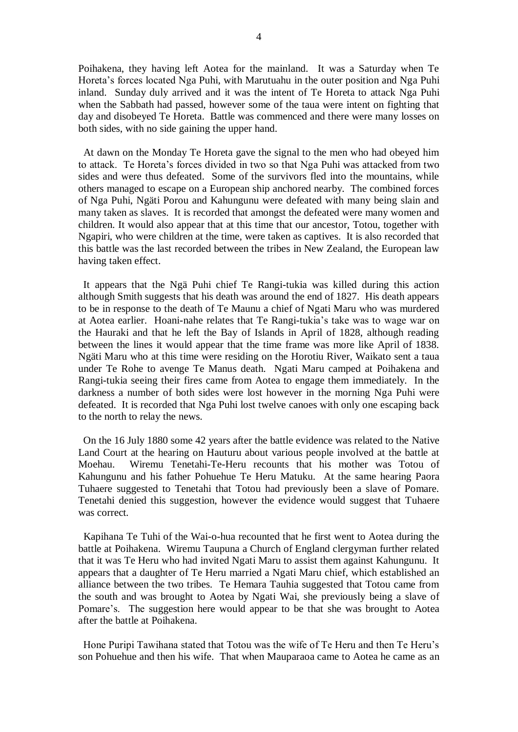Poihakena, they having left Aotea for the mainland. It was a Saturday when Te Horeta's forces located Nga Puhi, with Marutuahu in the outer position and Nga Puhi inland. Sunday duly arrived and it was the intent of Te Horeta to attack Nga Puhi when the Sabbath had passed, however some of the taua were intent on fighting that day and disobeyed Te Horeta. Battle was commenced and there were many losses on both sides, with no side gaining the upper hand.

At dawn on the Monday Te Horeta gave the signal to the men who had obeyed him to attack. Te Horeta's forces divided in two so that Nga Puhi was attacked from two sides and were thus defeated. Some of the survivors fled into the mountains, while others managed to escape on a European ship anchored nearby. The combined forces of Nga Puhi, Ngäti Porou and Kahungunu were defeated with many being slain and many taken as slaves. It is recorded that amongst the defeated were many women and children. It would also appear that at this time that our ancestor, Totou, together with Ngapiri, who were children at the time, were taken as captives. It is also recorded that this battle was the last recorded between the tribes in New Zealand, the European law having taken effect.

It appears that the Ngä Puhi chief Te Rangi-tukia was killed during this action although Smith suggests that his death was around the end of 1827. His death appears to be in response to the death of Te Maunu a chief of Ngati Maru who was murdered at Aotea earlier. Hoani-nahe relates that Te Rangi-tukia's take was to wage war on the Hauraki and that he left the Bay of Islands in April of 1828, although reading between the lines it would appear that the time frame was more like April of 1838. Ngäti Maru who at this time were residing on the Horotiu River, Waikato sent a taua under Te Rohe to avenge Te Manus death. Ngati Maru camped at Poihakena and Rangi-tukia seeing their fires came from Aotea to engage them immediately. In the darkness a number of both sides were lost however in the morning Nga Puhi were defeated. It is recorded that Nga Puhi lost twelve canoes with only one escaping back to the north to relay the news.

On the 16 July 1880 some 42 years after the battle evidence was related to the Native Land Court at the hearing on Hauturu about various people involved at the battle at Moehau. Wiremu Tenetahi-Te-Heru recounts that his mother was Totou of Kahungunu and his father Pohuehue Te Heru Matuku. At the same hearing Paora Tuhaere suggested to Tenetahi that Totou had previously been a slave of Pomare. Tenetahi denied this suggestion, however the evidence would suggest that Tuhaere was correct.

Kapihana Te Tuhi of the Wai-o-hua recounted that he first went to Aotea during the battle at Poihakena. Wiremu Taupuna a Church of England clergyman further related that it was Te Heru who had invited Ngati Maru to assist them against Kahungunu. It appears that a daughter of Te Heru married a Ngati Maru chief, which established an alliance between the two tribes. Te Hemara Tauhia suggested that Totou came from the south and was brought to Aotea by Ngati Wai, she previously being a slave of Pomare's. The suggestion here would appear to be that she was brought to Aotea after the battle at Poihakena.

Hone Puripi Tawihana stated that Totou was the wife of Te Heru and then Te Heru's son Pohuehue and then his wife. That when Mauparaoa came to Aotea he came as an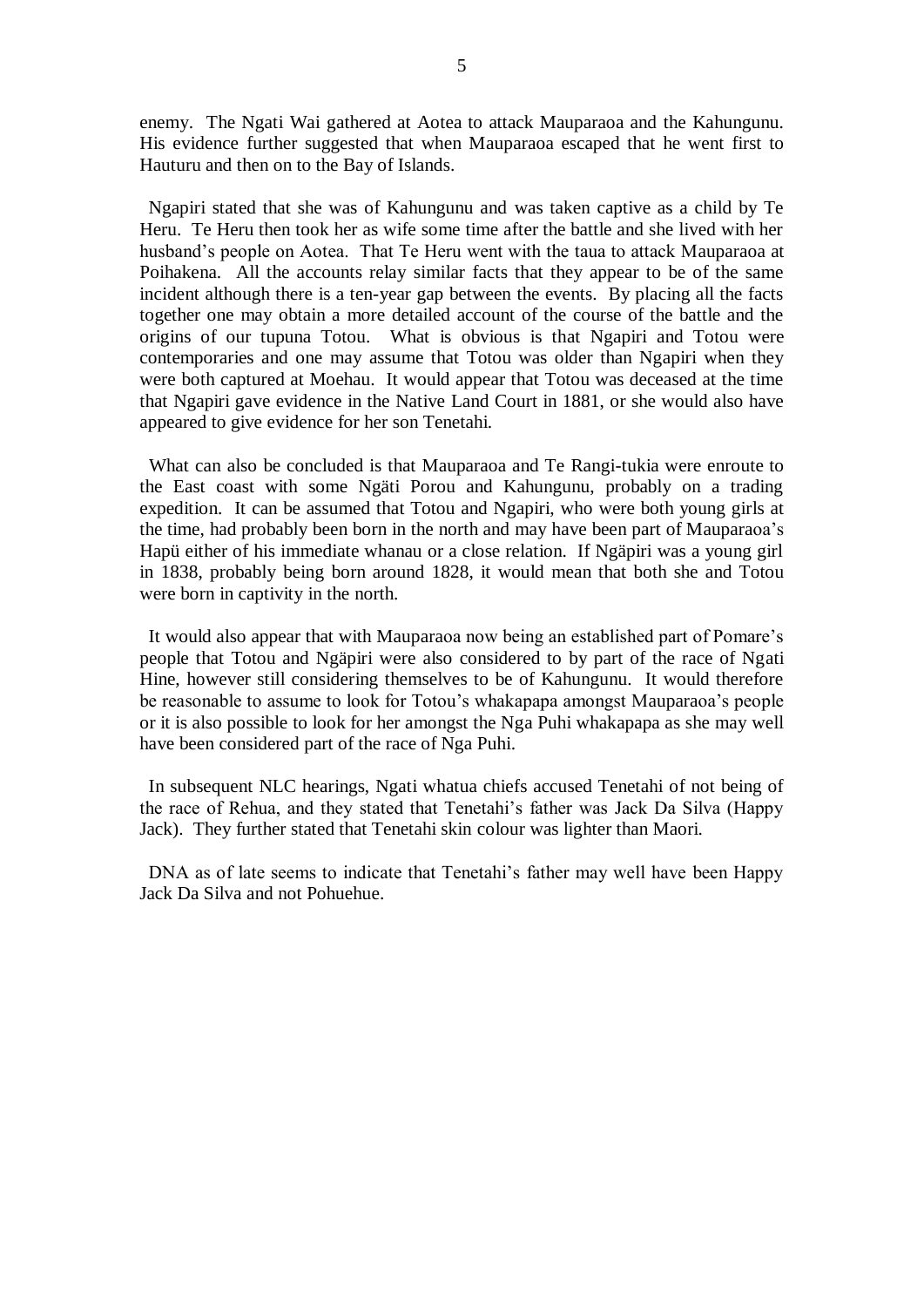enemy. The Ngati Wai gathered at Aotea to attack Mauparaoa and the Kahungunu. His evidence further suggested that when Mauparaoa escaped that he went first to Hauturu and then on to the Bay of Islands.

Ngapiri stated that she was of Kahungunu and was taken captive as a child by Te Heru. Te Heru then took her as wife some time after the battle and she lived with her husband's people on Aotea. That Te Heru went with the taua to attack Mauparaoa at Poihakena. All the accounts relay similar facts that they appear to be of the same incident although there is a ten-year gap between the events. By placing all the facts together one may obtain a more detailed account of the course of the battle and the origins of our tupuna Totou. What is obvious is that Ngapiri and Totou were contemporaries and one may assume that Totou was older than Ngapiri when they were both captured at Moehau. It would appear that Totou was deceased at the time that Ngapiri gave evidence in the Native Land Court in 1881, or she would also have appeared to give evidence for her son Tenetahi.

What can also be concluded is that Mauparaoa and Te Rangi-tukia were enroute to the East coast with some Ngäti Porou and Kahungunu, probably on a trading expedition. It can be assumed that Totou and Ngapiri, who were both young girls at the time, had probably been born in the north and may have been part of Mauparaoa's Hapü either of his immediate whanau or a close relation. If Ngäpiri was a young girl in 1838, probably being born around 1828, it would mean that both she and Totou were born in captivity in the north.

It would also appear that with Mauparaoa now being an established part of Pomare's people that Totou and Ngäpiri were also considered to by part of the race of Ngati Hine, however still considering themselves to be of Kahungunu. It would therefore be reasonable to assume to look for Totou's whakapapa amongst Mauparaoa's people or it is also possible to look for her amongst the Nga Puhi whakapapa as she may well have been considered part of the race of Nga Puhi.

In subsequent NLC hearings, Ngati whatua chiefs accused Tenetahi of not being of the race of Rehua, and they stated that Tenetahi's father was Jack Da Silva (Happy Jack). They further stated that Tenetahi skin colour was lighter than Maori.

DNA as of late seems to indicate that Tenetahi's father may well have been Happy Jack Da Silva and not Pohuehue.